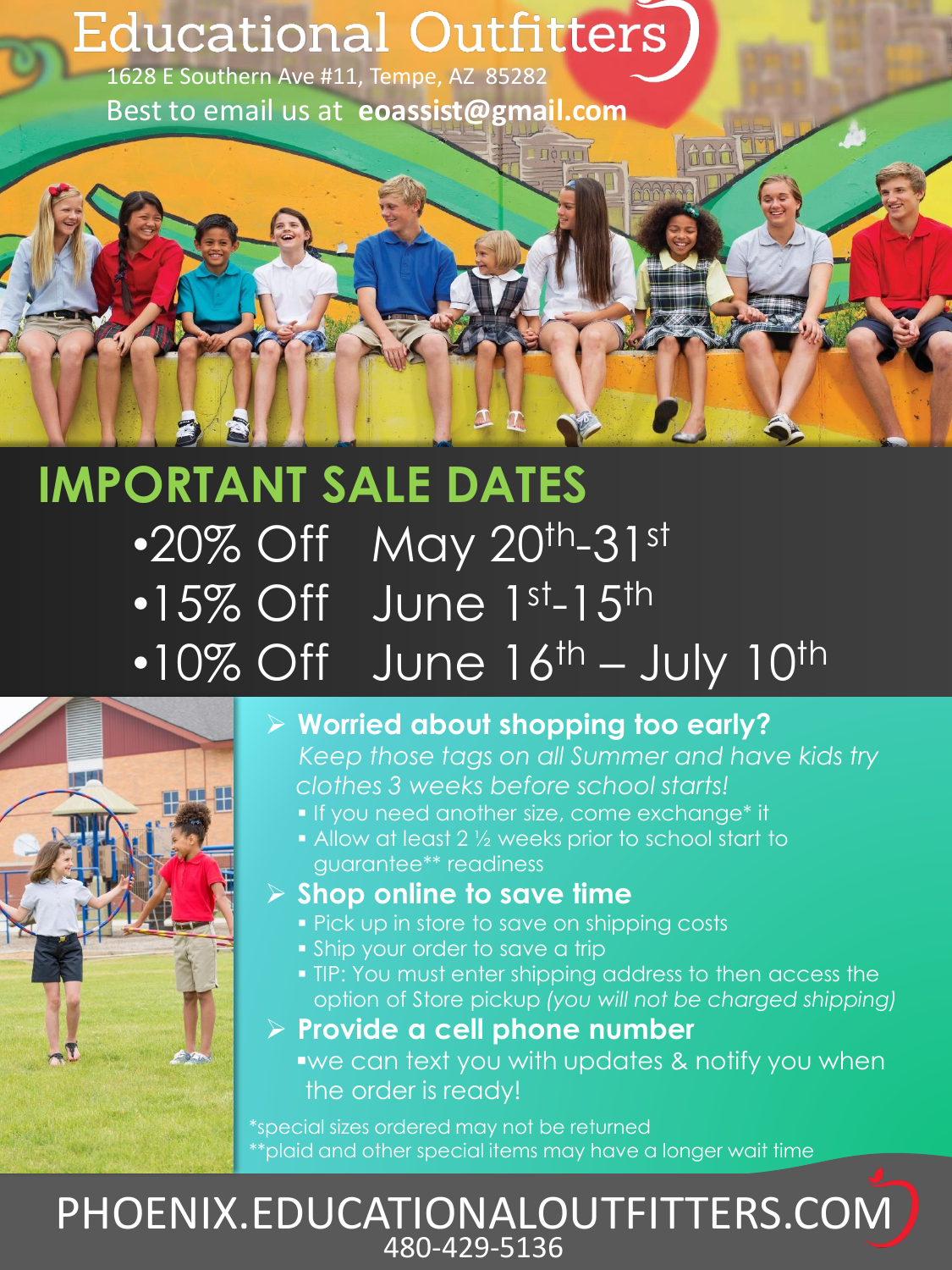# Educational Outfitters

1628 E Southern Ave #11, Tempe, AZ 85282

Best to email us at **eoassist@gmail.com**

## IMPORTANT SALE DATES

- 20% Off May 20th-31st
- 15% Off June 1st-15th
- 10% Off June 16th – July 10th

- **Worried about shopping too early?**
  *Keep those tags on all Summer and have kids try clothes 3 weeks before school starts!*
  - If you need another size, come exchange* it
  - Allow at least 2 ½ weeks prior to school start to guarantee** readiness
- **Shop online to save time**
  - Pick up in store to save on shipping costs
  - Ship your order to save a trip
  - TIP: You must enter shipping address to then access the option of Store pickup *(you will not be charged shipping)*
- **Provide a cell phone number**
  - we can text you with updates & notify you when the order is ready!

*special sizes ordered may not be returned

**plaid and other special items may have a longer wait time

PHOENIX.EDUCATIONALOUTFITTERS.COM

480-429-5136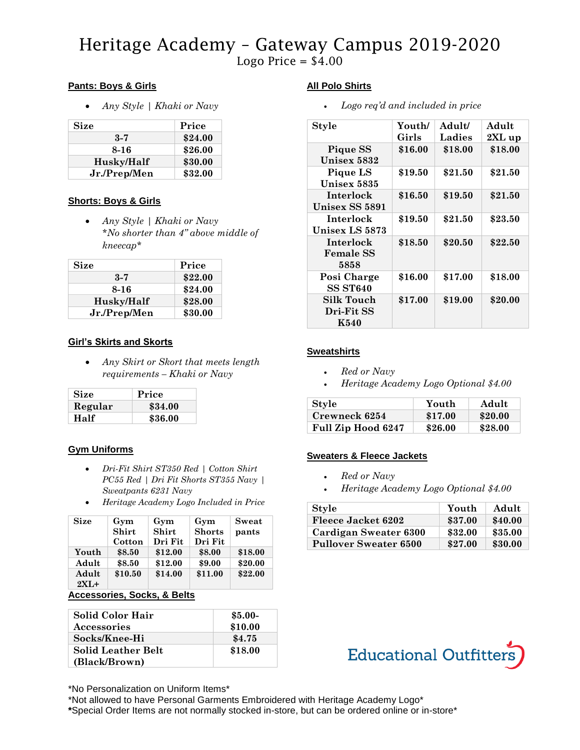# Heritage Academy – Gateway Campus 2019-2020

Logo Price = $4.00

### Pants: Boys & Girls

- *Any Style | Khaki or Navy*

| Size | Price |
|---|---|
| 3-7 | $24.00 |
| 8-16 | $26.00 |
| Husky/Half | $30.00 |
| Jr./Prep/Men | $32.00 |

### Shorts: Boys & Girls

- *Any Style | Khaki or Navy*
  *\*No shorter than 4" above middle of kneecap\**

| Size | Price |
|---|---|
| 3-7 | $22.00 |
| 8-16 | $24.00 |
| Husky/Half | $28.00 |
| Jr./Prep/Men | $30.00 |

### Girl's Skirts and Skorts

- *Any Skirt or Skort that meets length requirements – Khaki or Navy*

| Size | Price |
|---|---|
| Regular | $34.00 |
| Half | $36.00 |

### Gym Uniforms

- *Dri-Fit Shirt ST350 Red | Cotton Shirt PC55 Red | Dri Fit Shorts ST355 Navy | Sweatpants 6231 Navy*
- *Heritage Academy Logo Included in Price*

| Size | Gym Shirt Cotton | Gym Shirt Dri Fit | Gym Shorts Dri Fit | Sweat pants |
|---|---|---|---|---|
| Youth | $8.50 | $12.00 | $8.00 | $18.00 |
| Adult | $8.50 | $12.00 | $9.00 | $20.00 |
| Adult 2XL+ | $10.50 | $14.00 | $11.00 | $22.00 |

### Accessories, Socks, & Belts

| | |
|---|---|
| Solid Color Hair Accessories | $5.00-$10.00 |
| Socks/Knee-Hi | $4.75 |
| Solid Leather Belt (Black/Brown) | $18.00 |

### All Polo Shirts

- *Logo req'd and included in price*

| Style | Youth/ Girls | Adult/ Ladies | Adult 2XL up |
|---|---|---|---|
| Pique SS Unisex 5832 | $16.00 | $18.00 | $18.00 |
| Pique LS Unisex 5835 | $19.50 | $21.50 | $21.50 |
| Interlock Unisex SS 5891 | $16.50 | $19.50 | $21.50 |
| Interlock Unisex LS 5873 | $19.50 | $21.50 | $23.50 |
| Interlock Female SS 5858 | $18.50 | $20.50 | $22.50 |
| Posi Charge SS ST640 | $16.00 | $17.00 | $18.00 |
| Silk Touch Dri-Fit SS K540 | $17.00 | $19.00 | $20.00 |

### Sweatshirts

- *Red or Navy*
- *Heritage Academy Logo Optional $4.00*

| Style | Youth | Adult |
|---|---|---|
| Crewneck 6254 | $17.00 | $20.00 |
| Full Zip Hood 6247 | $26.00 | $28.00 |

### Sweaters & Fleece Jackets

- *Red or Navy*
- *Heritage Academy Logo Optional $4.00*

| Style | Youth | Adult |
|---|---|---|
| Fleece Jacket 6202 | $37.00 | $40.00 |
| Cardigan Sweater 6300 | $32.00 | $35.00 |
| Pullover Sweater 6500 | $27.00 | $30.00 |

Educational Outfitters

*No Personalization on Uniform Items*
*Not allowed to have Personal Garments Embroidered with Heritage Academy Logo*
**\***Special Order Items are not normally stocked in-store, but can be ordered online or in-store*